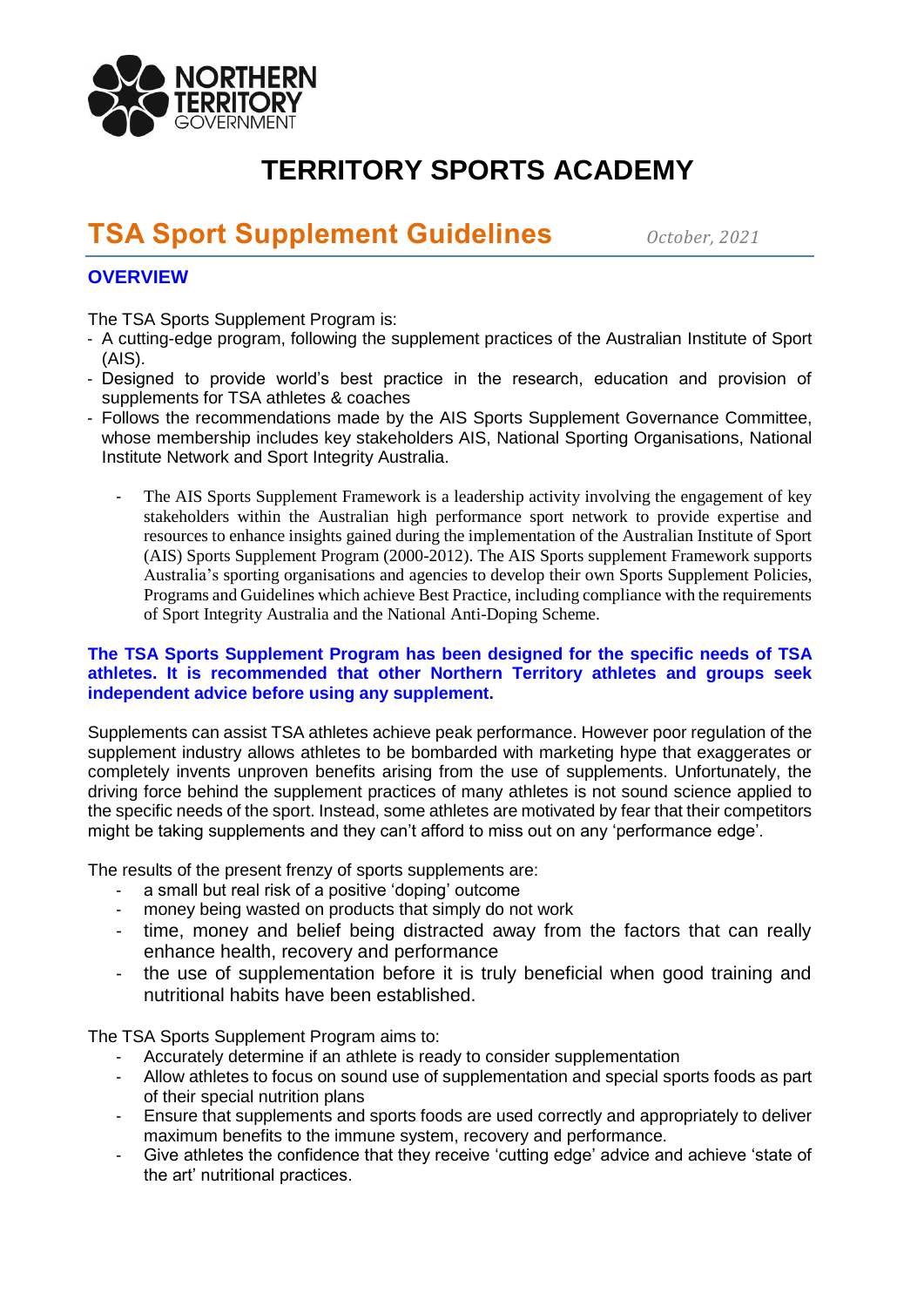NORTHERN TERRITORY GOVERNMENT

# TERRITORY SPORTS ACADEMY

## TSA Sport Supplement Guidelines

*October, 2021*

### OVERVIEW

The TSA Sports Supplement Program is:

- A cutting-edge program, following the supplement practices of the Australian Institute of Sport (AIS).
- Designed to provide world's best practice in the research, education and provision of supplements for TSA athletes & coaches
- Follows the recommendations made by the AIS Sports Supplement Governance Committee, whose membership includes key stakeholders AIS, National Sporting Organisations, National Institute Network and Sport Integrity Australia.
    - The AIS Sports Supplement Framework is a leadership activity involving the engagement of key stakeholders within the Australian high performance sport network to provide expertise and resources to enhance insights gained during the implementation of the Australian Institute of Sport (AIS) Sports Supplement Program (2000-2012). The AIS Sports supplement Framework supports Australia's sporting organisations and agencies to develop their own Sports Supplement Policies, Programs and Guidelines which achieve Best Practice, including compliance with the requirements of Sport Integrity Australia and the National Anti-Doping Scheme.

**The TSA Sports Supplement Program has been designed for the specific needs of TSA athletes. It is recommended that other Northern Territory athletes and groups seek independent advice before using any supplement.**

Supplements can assist TSA athletes achieve peak performance. However poor regulation of the supplement industry allows athletes to be bombarded with marketing hype that exaggerates or completely invents unproven benefits arising from the use of supplements. Unfortunately, the driving force behind the supplement practices of many athletes is not sound science applied to the specific needs of the sport. Instead, some athletes are motivated by fear that their competitors might be taking supplements and they can't afford to miss out on any 'performance edge'.

The results of the present frenzy of sports supplements are:

- a small but real risk of a positive 'doping' outcome
- money being wasted on products that simply do not work
- time, money and belief being distracted away from the factors that can really enhance health, recovery and performance
- the use of supplementation before it is truly beneficial when good training and nutritional habits have been established.

The TSA Sports Supplement Program aims to:

- Accurately determine if an athlete is ready to consider supplementation
- Allow athletes to focus on sound use of supplementation and special sports foods as part of their special nutrition plans
- Ensure that supplements and sports foods are used correctly and appropriately to deliver maximum benefits to the immune system, recovery and performance.
- Give athletes the confidence that they receive 'cutting edge' advice and achieve 'state of the art' nutritional practices.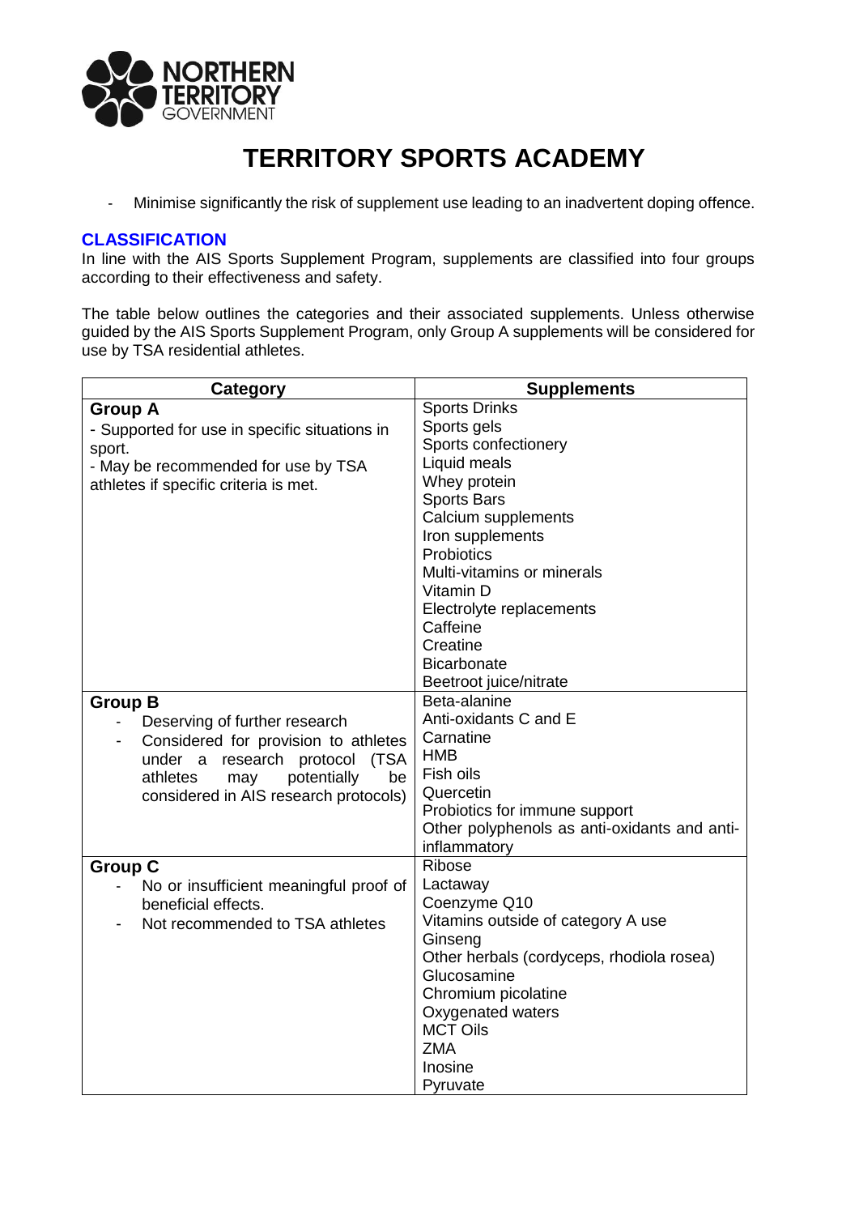# TERRITORY SPORTS ACADEMY

- Minimise significantly the risk of supplement use leading to an inadvertent doping offence.

## CLASSIFICATION

In line with the AIS Sports Supplement Program, supplements are classified into four groups according to their effectiveness and safety.

The table below outlines the categories and their associated supplements. Unless otherwise guided by the AIS Sports Supplement Program, only Group A supplements will be considered for use by TSA residential athletes.

| Category | Supplements |
|---|---|
| **Group A**<br>- Supported for use in specific situations in sport.<br>- May be recommended for use by TSA athletes if specific criteria is met. | Sports Drinks<br>Sports gels<br>Sports confectionery<br>Liquid meals<br>Whey protein<br>Sports Bars<br>Calcium supplements<br>Iron supplements<br>Probiotics<br>Multi-vitamins or minerals<br>Vitamin D<br>Electrolyte replacements<br>Caffeine<br>Creatine<br>Bicarbonate<br>Beetroot juice/nitrate |
| **Group B**<br>- Deserving of further research<br>- Considered for provision to athletes under a research protocol (TSA athletes may potentially be considered in AIS research protocols) | Beta-alanine<br>Anti-oxidants C and E<br>Carnatine<br>HMB<br>Fish oils<br>Quercetin<br>Probiotics for immune support<br>Other polyphenols as anti-oxidants and anti-inflammatory |
| **Group C**<br>- No or insufficient meaningful proof of beneficial effects.<br>- Not recommended to TSA athletes | Ribose<br>Lactaway<br>Coenzyme Q10<br>Vitamins outside of category A use<br>Ginseng<br>Other herbals (cordyceps, rhodiola rosea)<br>Glucosamine<br>Chromium picolatine<br>Oxygenated waters<br>MCT Oils<br>ZMA<br>Inosine<br>Pyruvate |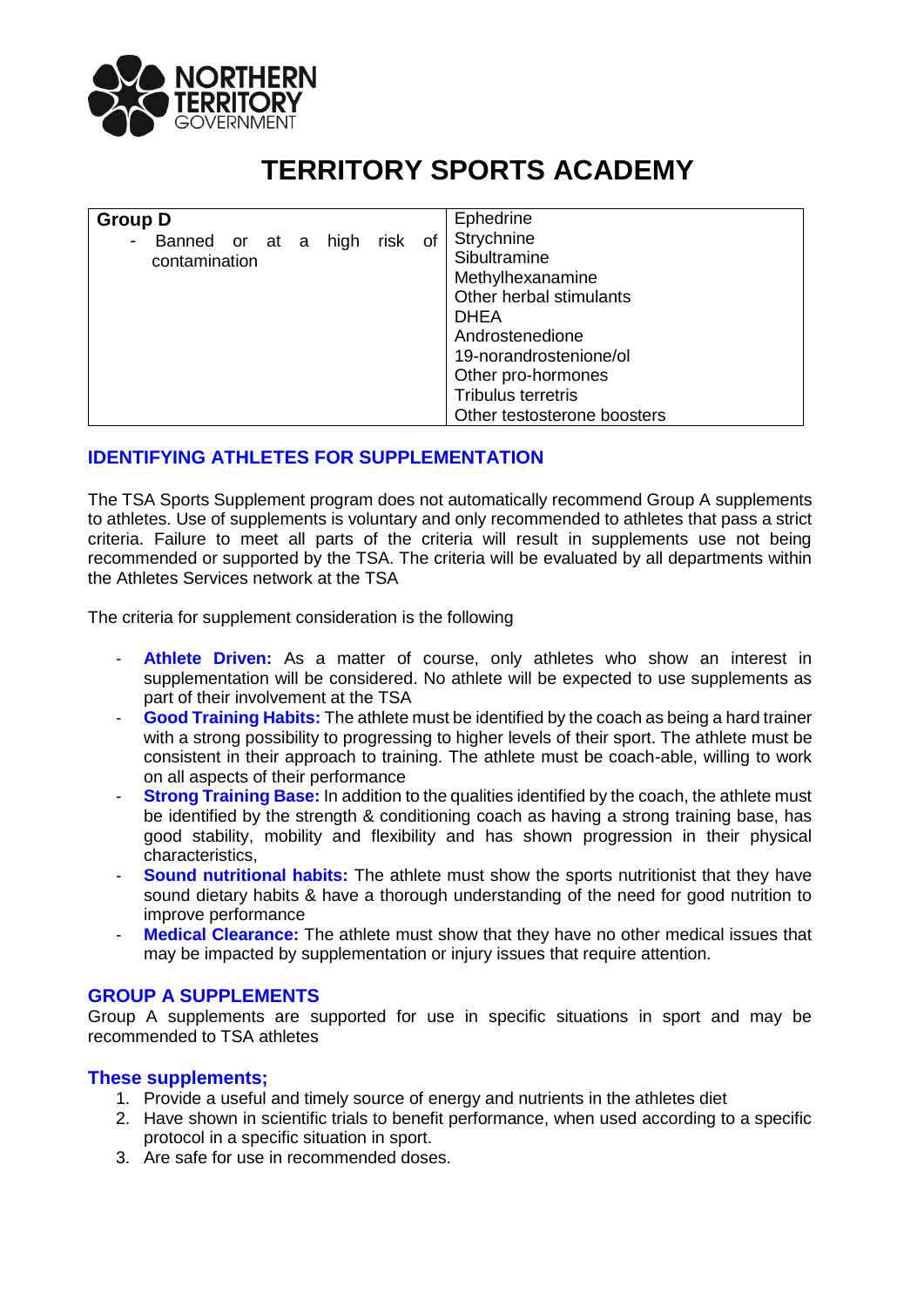# TERRITORY SPORTS ACADEMY

| | |
|---|---|
| **Group D**<br>- Banned or at a high risk of contamination | Ephedrine<br>Strychnine<br>Sibultramine<br>Methylhexanamine<br>Other herbal stimulants<br>DHEA<br>Androstenedione<br>19-norandrostenione/ol<br>Other pro-hormones<br>Tribulus terretris<br>Other testosterone boosters |

## IDENTIFYING ATHLETES FOR SUPPLEMENTATION

The TSA Sports Supplement program does not automatically recommend Group A supplements to athletes. Use of supplements is voluntary and only recommended to athletes that pass a strict criteria. Failure to meet all parts of the criteria will result in supplements use not being recommended or supported by the TSA. The criteria will be evaluated by all departments within the Athletes Services network at the TSA

The criteria for supplement consideration is the following

- **Athlete Driven:** As a matter of course, only athletes who show an interest in supplementation will be considered. No athlete will be expected to use supplements as part of their involvement at the TSA
- **Good Training Habits:** The athlete must be identified by the coach as being a hard trainer with a strong possibility to progressing to higher levels of their sport. The athlete must be consistent in their approach to training. The athlete must be coach-able, willing to work on all aspects of their performance
- **Strong Training Base:** In addition to the qualities identified by the coach, the athlete must be identified by the strength & conditioning coach as having a strong training base, has good stability, mobility and flexibility and has shown progression in their physical characteristics,
- **Sound nutritional habits:** The athlete must show the sports nutritionist that they have sound dietary habits & have a thorough understanding of the need for good nutrition to improve performance
- **Medical Clearance:** The athlete must show that they have no other medical issues that may be impacted by supplementation or injury issues that require attention.

## GROUP A SUPPLEMENTS

Group A supplements are supported for use in specific situations in sport and may be recommended to TSA athletes

### These supplements;

1. Provide a useful and timely source of energy and nutrients in the athletes diet
2. Have shown in scientific trials to benefit performance, when used according to a specific protocol in a specific situation in sport.
3. Are safe for use in recommended doses.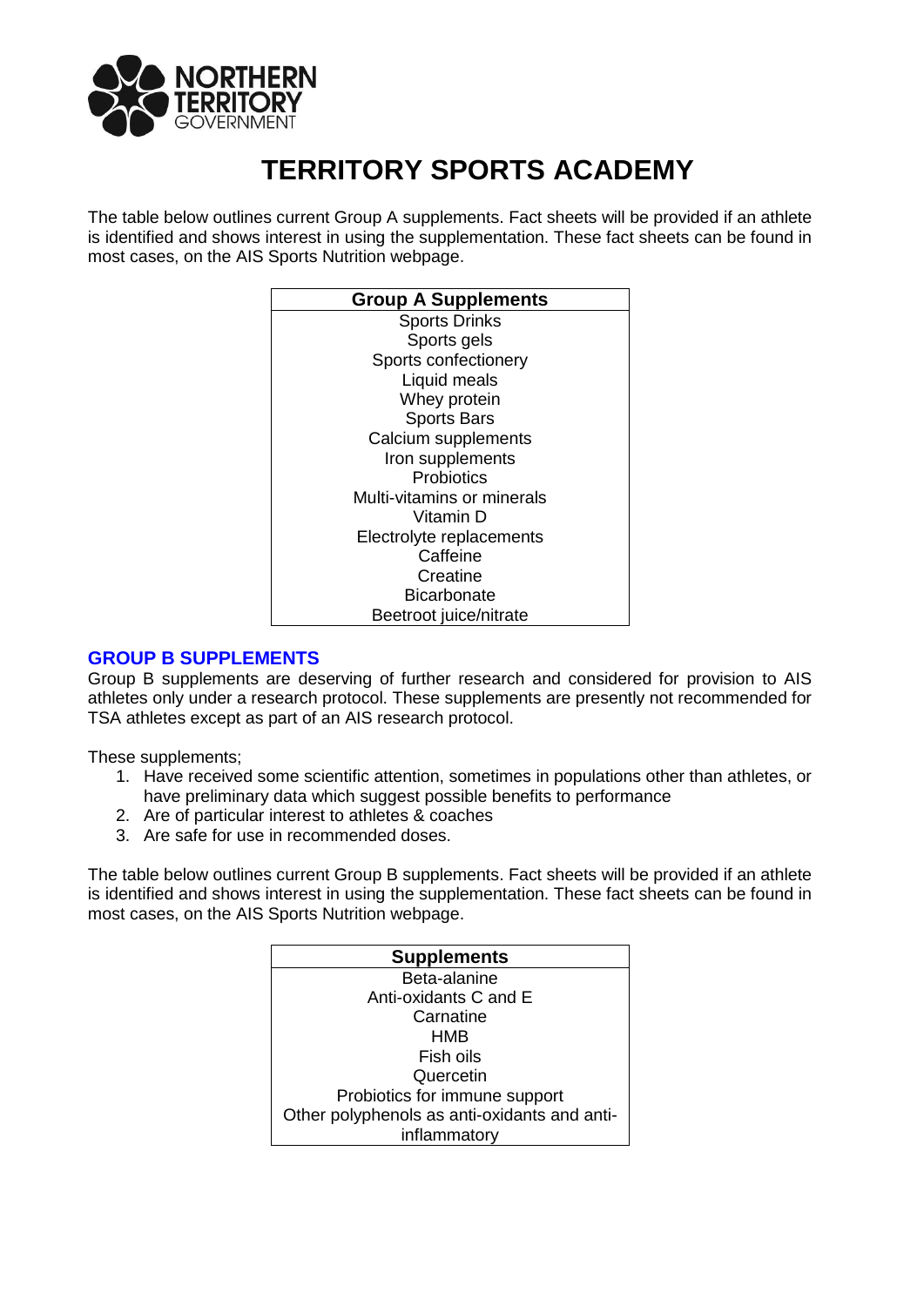NORTHERN TERRITORY GOVERNMENT

# TERRITORY SPORTS ACADEMY

The table below outlines current Group A supplements. Fact sheets will be provided if an athlete is identified and shows interest in using the supplementation. These fact sheets can be found in most cases, on the AIS Sports Nutrition webpage.

| Group A Supplements |
|---|
| Sports Drinks |
| Sports gels |
| Sports confectionery |
| Liquid meals |
| Whey protein |
| Sports Bars |
| Calcium supplements |
| Iron supplements |
| Probiotics |
| Multi-vitamins or minerals |
| Vitamin D |
| Electrolyte replacements |
| Caffeine |
| Creatine |
| Bicarbonate |
| Beetroot juice/nitrate |

## GROUP B SUPPLEMENTS

Group B supplements are deserving of further research and considered for provision to AIS athletes only under a research protocol. These supplements are presently not recommended for TSA athletes except as part of an AIS research protocol.

These supplements;

1. Have received some scientific attention, sometimes in populations other than athletes, or have preliminary data which suggest possible benefits to performance
2. Are of particular interest to athletes & coaches
3. Are safe for use in recommended doses.

The table below outlines current Group B supplements. Fact sheets will be provided if an athlete is identified and shows interest in using the supplementation. These fact sheets can be found in most cases, on the AIS Sports Nutrition webpage.

| Supplements |
|---|
| Beta-alanine |
| Anti-oxidants C and E |
| Carnatine |
| HMB |
| Fish oils |
| Quercetin |
| Probiotics for immune support |
| Other polyphenols as anti-oxidants and anti-inflammatory |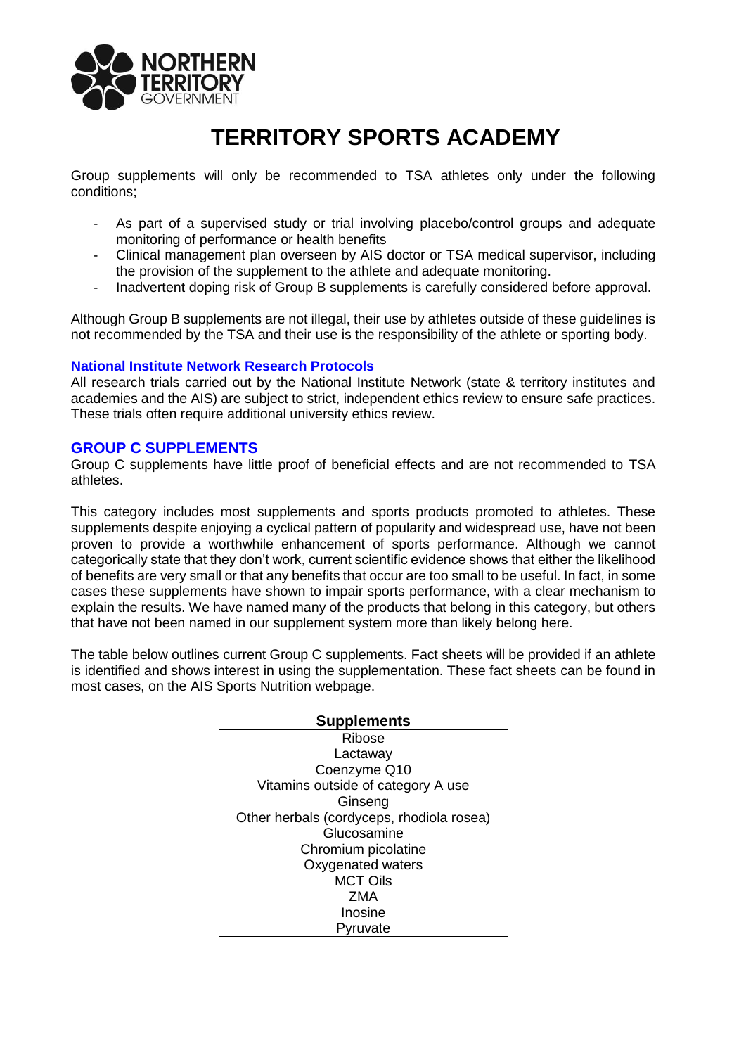# TERRITORY SPORTS ACADEMY

Group supplements will only be recommended to TSA athletes only under the following conditions;

- As part of a supervised study or trial involving placebo/control groups and adequate monitoring of performance or health benefits
- Clinical management plan overseen by AIS doctor or TSA medical supervisor, including the provision of the supplement to the athlete and adequate monitoring.
- Inadvertent doping risk of Group B supplements is carefully considered before approval.

Although Group B supplements are not illegal, their use by athletes outside of these guidelines is not recommended by the TSA and their use is the responsibility of the athlete or sporting body.

### National Institute Network Research Protocols

All research trials carried out by the National Institute Network (state & territory institutes and academies and the AIS) are subject to strict, independent ethics review to ensure safe practices. These trials often require additional university ethics review.

## GROUP C SUPPLEMENTS

Group C supplements have little proof of beneficial effects and are not recommended to TSA athletes.

This category includes most supplements and sports products promoted to athletes. These supplements despite enjoying a cyclical pattern of popularity and widespread use, have not been proven to provide a worthwhile enhancement of sports performance. Although we cannot categorically state that they don't work, current scientific evidence shows that either the likelihood of benefits are very small or that any benefits that occur are too small to be useful. In fact, in some cases these supplements have shown to impair sports performance, with a clear mechanism to explain the results. We have named many of the products that belong in this category, but others that have not been named in our supplement system more than likely belong here.

The table below outlines current Group C supplements. Fact sheets will be provided if an athlete is identified and shows interest in using the supplementation. These fact sheets can be found in most cases, on the AIS Sports Nutrition webpage.

| Supplements |
|---|
| Ribose |
| Lactaway |
| Coenzyme Q10 |
| Vitamins outside of category A use |
| Ginseng |
| Other herbals (cordyceps, rhodiola rosea) |
| Glucosamine |
| Chromium picolatine |
| Oxygenated waters |
| MCT Oils |
| ZMA |
| Inosine |
| Pyruvate |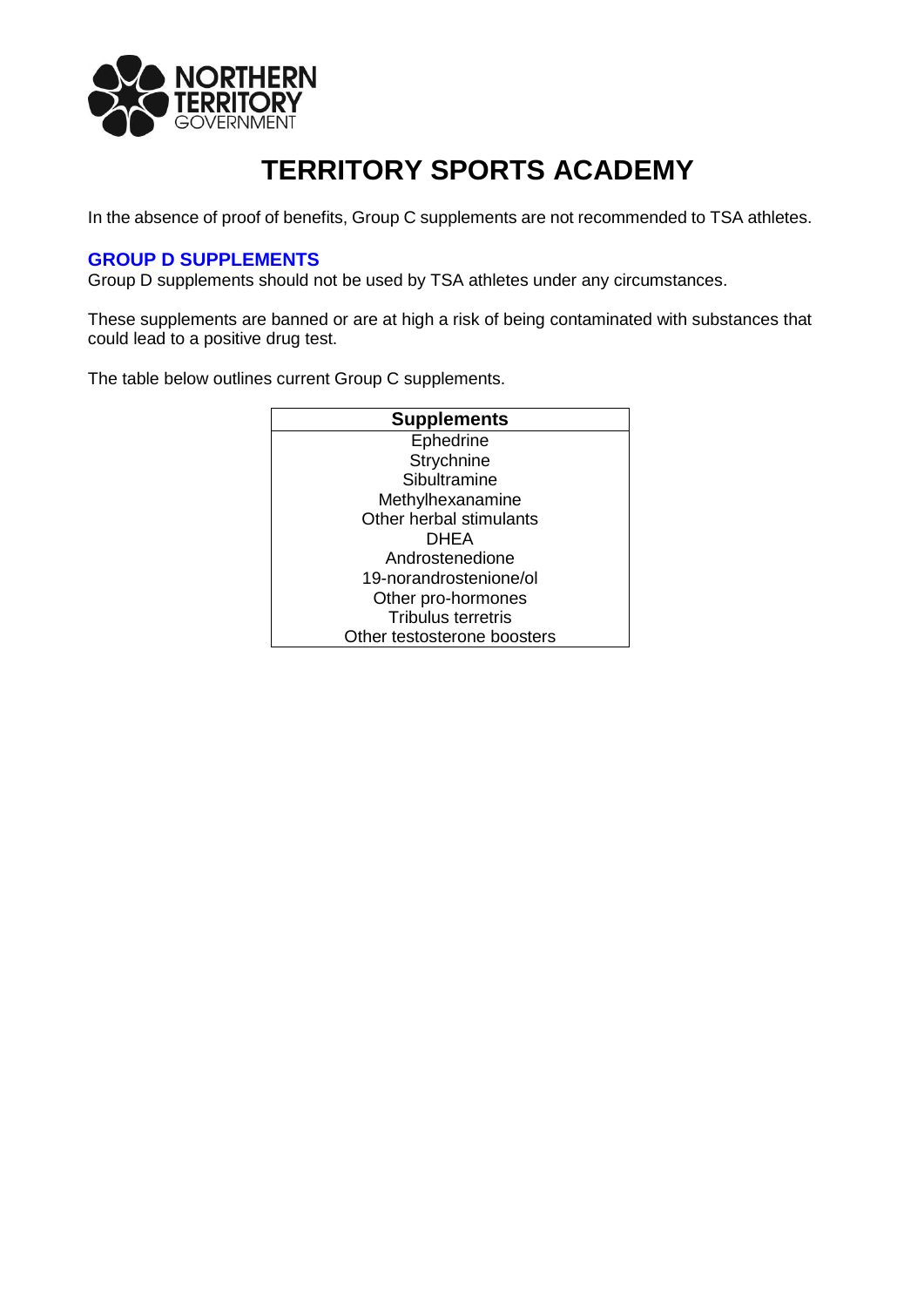# TERRITORY SPORTS ACADEMY

In the absence of proof of benefits, Group C supplements are not recommended to TSA athletes.

## GROUP D SUPPLEMENTS

Group D supplements should not be used by TSA athletes under any circumstances.

These supplements are banned or are at high a risk of being contaminated with substances that could lead to a positive drug test.

The table below outlines current Group C supplements.

| Supplements |
|---|
| Ephedrine |
| Strychnine |
| Sibultramine |
| Methylhexanamine |
| Other herbal stimulants |
| DHEA |
| Androstenedione |
| 19-norandrostenione/ol |
| Other pro-hormones |
| Tribulus terretris |
| Other testosterone boosters |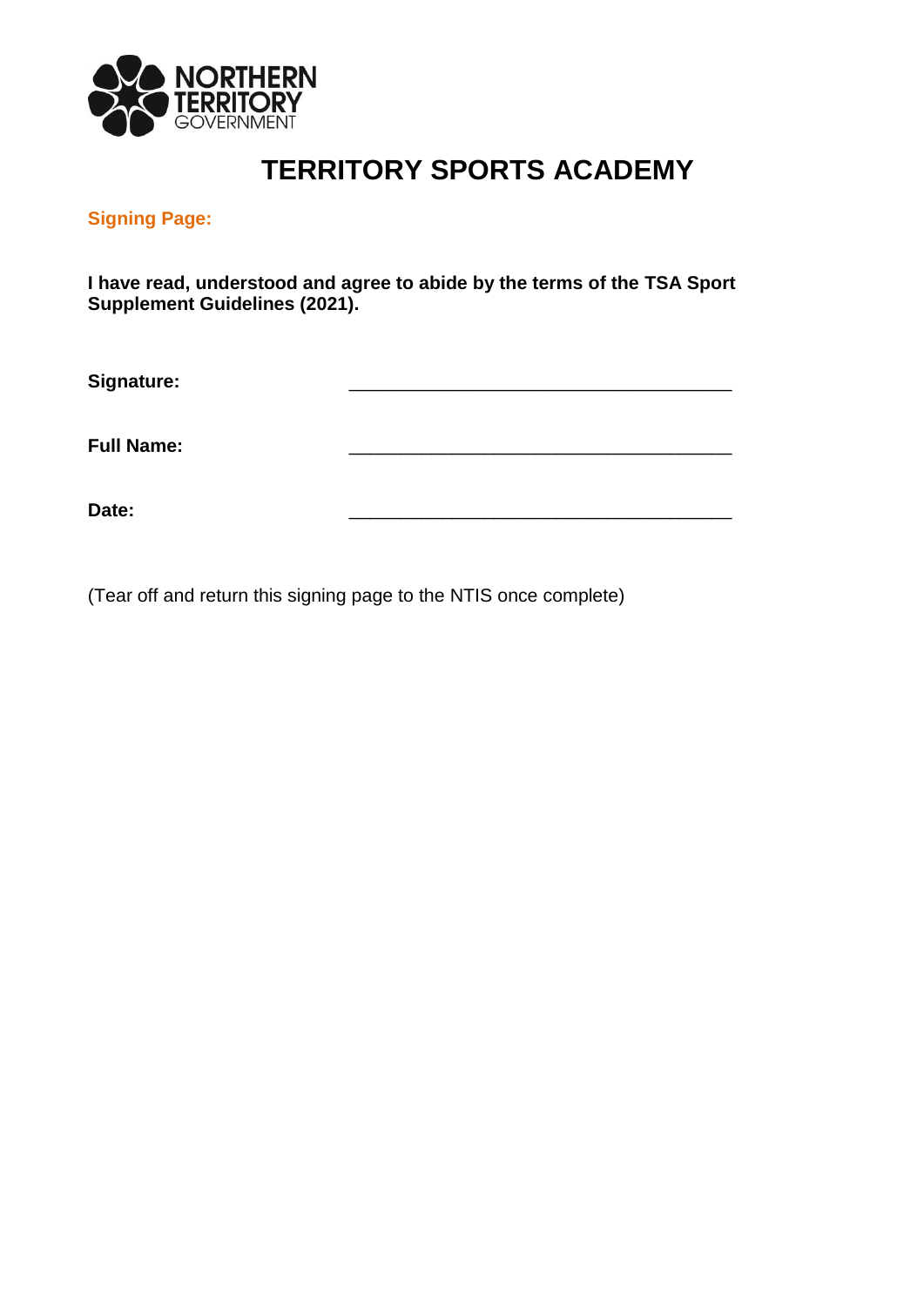NORTHERN TERRITORY GOVERNMENT

# TERRITORY SPORTS ACADEMY

**Signing Page:**

**I have read, understood and agree to abide by the terms of the TSA Sport Supplement Guidelines (2021).**

**Signature:** ______________________________________

**Full Name:** ______________________________________

**Date:** ______________________________________

(Tear off and return this signing page to the NTIS once complete)